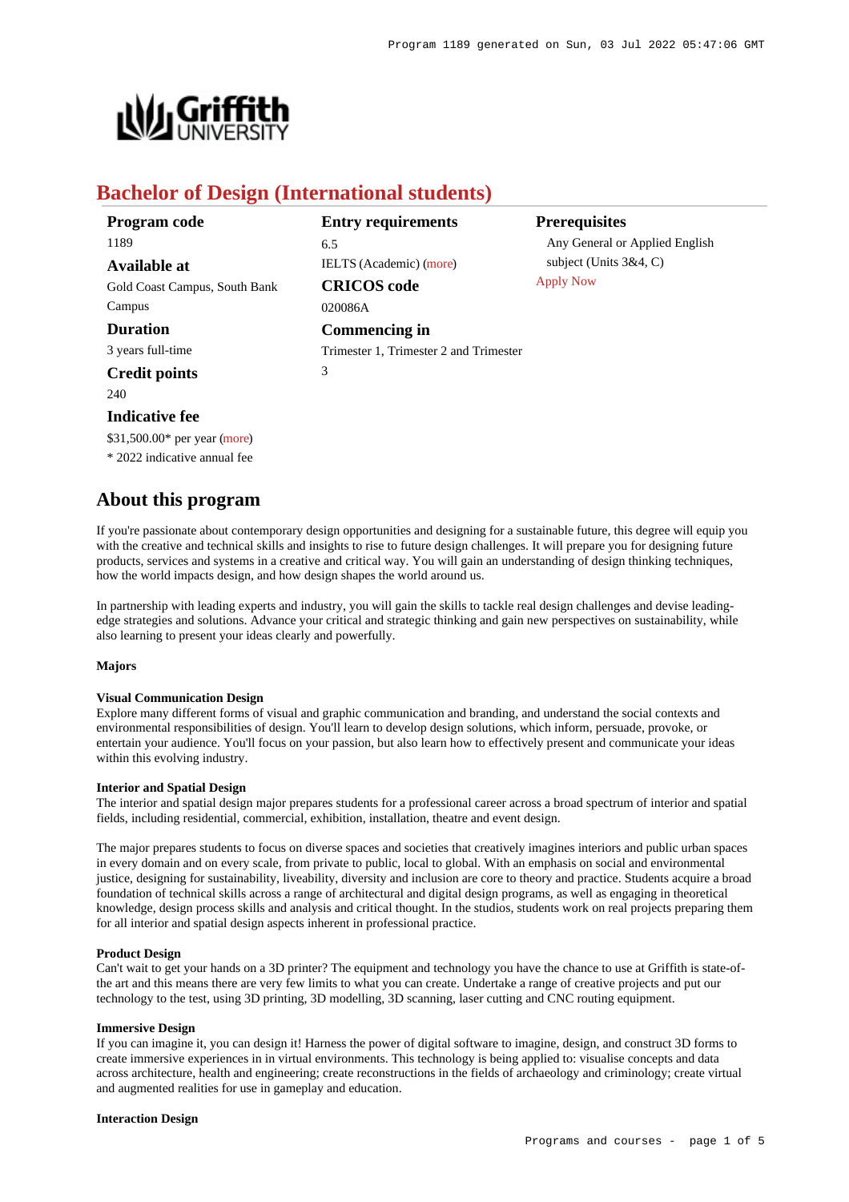# Bachelor of Design (International students)

**Program code**
1189

**Available at**
Gold Coast Campus, South Bank Campus

**Duration**
3 years full-time

**Credit points**
240

**Indicative fee**
$31,500.00* per year (more)
* 2022 indicative annual fee

**Entry requirements**
6.5
IELTS (Academic) (more)

**CRICOS code**
020086A

**Commencing in**
Trimester 1, Trimester 2 and Trimester 3

**Prerequisites**
Any General or Applied English subject (Units 3&4, C)
Apply Now

## About this program

If you're passionate about contemporary design opportunities and designing for a sustainable future, this degree will equip you with the creative and technical skills and insights to rise to future design challenges. It will prepare you for designing future products, services and systems in a creative and critical way. You will gain an understanding of design thinking techniques, how the world impacts design, and how design shapes the world around us.

In partnership with leading experts and industry, you will gain the skills to tackle real design challenges and devise leading-edge strategies and solutions. Advance your critical and strategic thinking and gain new perspectives on sustainability, while also learning to present your ideas clearly and powerfully.

**Majors**

**Visual Communication Design**
Explore many different forms of visual and graphic communication and branding, and understand the social contexts and environmental responsibilities of design. You'll learn to develop design solutions, which inform, persuade, provoke, or entertain your audience. You'll focus on your passion, but also learn how to effectively present and communicate your ideas within this evolving industry.

**Interior and Spatial Design**
The interior and spatial design major prepares students for a professional career across a broad spectrum of interior and spatial fields, including residential, commercial, exhibition, installation, theatre and event design.

The major prepares students to focus on diverse spaces and societies that creatively imagines interiors and public urban spaces in every domain and on every scale, from private to public, local to global. With an emphasis on social and environmental justice, designing for sustainability, liveability, diversity and inclusion are core to theory and practice. Students acquire a broad foundation of technical skills across a range of architectural and digital design programs, as well as engaging in theoretical knowledge, design process skills and analysis and critical thought. In the studios, students work on real projects preparing them for all interior and spatial design aspects inherent in professional practice.

**Product Design**
Can't wait to get your hands on a 3D printer? The equipment and technology you have the chance to use at Griffith is state-of-the art and this means there are very few limits to what you can create. Undertake a range of creative projects and put our technology to the test, using 3D printing, 3D modelling, 3D scanning, laser cutting and CNC routing equipment.

**Immersive Design**
If you can imagine it, you can design it! Harness the power of digital software to imagine, design, and construct 3D forms to create immersive experiences in in virtual environments. This technology is being applied to: visualise concepts and data across architecture, health and engineering; create reconstructions in the fields of archaeology and criminology; create virtual and augmented realities for use in gameplay and education.

**Interaction Design**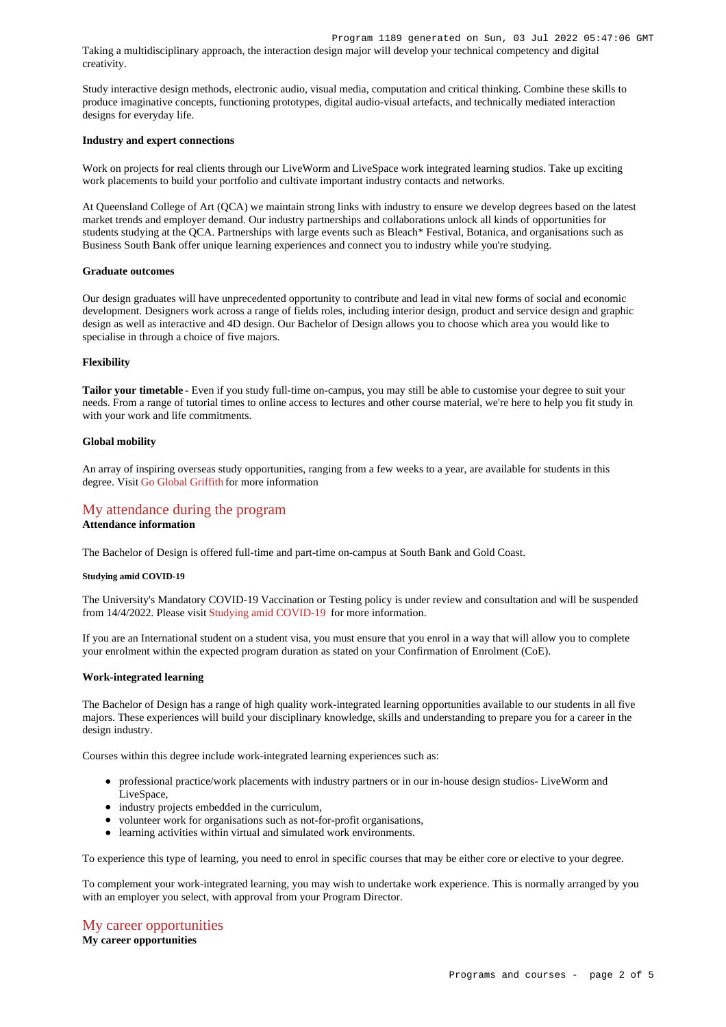Taking a multidisciplinary approach, the interaction design major will develop your technical competency and digital creativity.

Study interactive design methods, electronic audio, visual media, computation and critical thinking. Combine these skills to produce imaginative concepts, functioning prototypes, digital audio-visual artefacts, and technically mediated interaction designs for everyday life.

#### Industry and expert connections

Work on projects for real clients through our LiveWorm and LiveSpace work integrated learning studios. Take up exciting work placements to build your portfolio and cultivate important industry contacts and networks.

At Queensland College of Art (QCA) we maintain strong links with industry to ensure we develop degrees based on the latest market trends and employer demand. Our industry partnerships and collaborations unlock all kinds of opportunities for students studying at the QCA. Partnerships with large events such as Bleach* Festival, Botanica, and organisations such as Business South Bank offer unique learning experiences and connect you to industry while you're studying.

#### Graduate outcomes

Our design graduates will have unprecedented opportunity to contribute and lead in vital new forms of social and economic development. Designers work across a range of fields roles, including interior design, product and service design and graphic design as well as interactive and 4D design. Our Bachelor of Design allows you to choose which area you would like to specialise in through a choice of five majors.

#### Flexibility

**Tailor your timetable** - Even if you study full-time on-campus, you may still be able to customise your degree to suit your needs. From a range of tutorial times to online access to lectures and other course material, we're here to help you fit study in with your work and life commitments.

#### Global mobility

An array of inspiring overseas study opportunities, ranging from a few weeks to a year, are available for students in this degree. Visit Go Global Griffith for more information

## My attendance during the program

#### Attendance information

The Bachelor of Design is offered full-time and part-time on-campus at South Bank and Gold Coast.

##### Studying amid COVID-19

The University's Mandatory COVID-19 Vaccination or Testing policy is under review and consultation and will be suspended from 14/4/2022. Please visit Studying amid COVID-19 for more information.

If you are an International student on a student visa, you must ensure that you enrol in a way that will allow you to complete your enrolment within the expected program duration as stated on your Confirmation of Enrolment (CoE).

#### Work-integrated learning

The Bachelor of Design has a range of high quality work-integrated learning opportunities available to our students in all five majors. These experiences will build your disciplinary knowledge, skills and understanding to prepare you for a career in the design industry.

Courses within this degree include work-integrated learning experiences such as:

- professional practice/work placements with industry partners or in our in-house design studios- LiveWorm and LiveSpace,
- industry projects embedded in the curriculum,
- volunteer work for organisations such as not-for-profit organisations,
- learning activities within virtual and simulated work environments.

To experience this type of learning, you need to enrol in specific courses that may be either core or elective to your degree.

To complement your work-integrated learning, you may wish to undertake work experience. This is normally arranged by you with an employer you select, with approval from your Program Director.

## My career opportunities

#### My career opportunities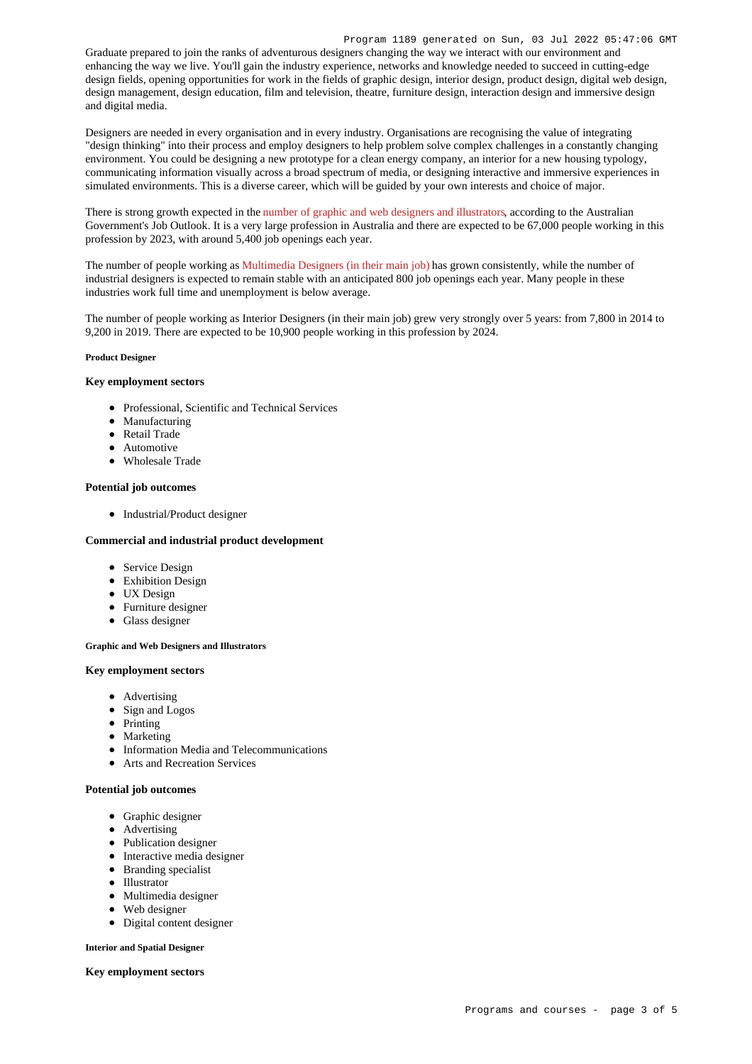Graduate prepared to join the ranks of adventurous designers changing the way we interact with our environment and enhancing the way we live. You'll gain the industry experience, networks and knowledge needed to succeed in cutting-edge design fields, opening opportunities for work in the fields of graphic design, interior design, product design, digital web design, design management, design education, film and television, theatre, furniture design, interaction design and immersive design and digital media.

Designers are needed in every organisation and in every industry. Organisations are recognising the value of integrating "design thinking" into their process and employ designers to help problem solve complex challenges in a constantly changing environment. You could be designing a new prototype for a clean energy company, an interior for a new housing typology, communicating information visually across a broad spectrum of media, or designing interactive and immersive experiences in simulated environments. This is a diverse career, which will be guided by your own interests and choice of major.

There is strong growth expected in the number of graphic and web designers and illustrators, according to the Australian Government's Job Outlook. It is a very large profession in Australia and there are expected to be 67,000 people working in this profession by 2023, with around 5,400 job openings each year.

The number of people working as Multimedia Designers (in their main job) has grown consistently, while the number of industrial designers is expected to remain stable with an anticipated 800 job openings each year. Many people in these industries work full time and unemployment is below average.

The number of people working as Interior Designers (in their main job) grew very strongly over 5 years: from 7,800 in 2014 to 9,200 in 2019. There are expected to be 10,900 people working in this profession by 2024.

##### Product Designer

#### Key employment sectors

- Professional, Scientific and Technical Services
- Manufacturing
- Retail Trade
- Automotive
- Wholesale Trade

#### Potential job outcomes

- Industrial/Product designer

#### Commercial and industrial product development

- Service Design
- Exhibition Design
- UX Design
- Furniture designer
- Glass designer

##### Graphic and Web Designers and Illustrators

#### Key employment sectors

- Advertising
- Sign and Logos
- Printing
- Marketing
- Information Media and Telecommunications
- Arts and Recreation Services

#### Potential job outcomes

- Graphic designer
- Advertising
- Publication designer
- Interactive media designer
- Branding specialist
- Illustrator
- Multimedia designer
- Web designer
- Digital content designer

##### Interior and Spatial Designer

#### Key employment sectors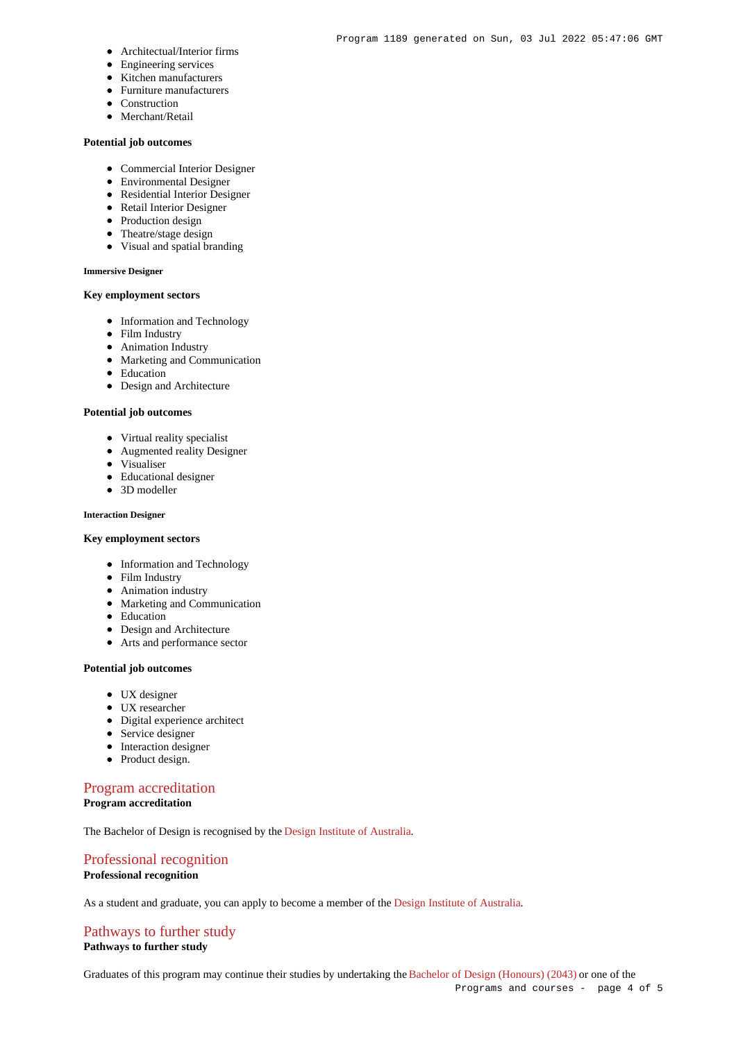- Architectual/Interior firms
- Engineering services
- Kitchen manufacturers
- Furniture manufacturers
- Construction
- Merchant/Retail

**Potential job outcomes**

- Commercial Interior Designer
- Environmental Designer
- Residential Interior Designer
- Retail Interior Designer
- Production design
- Theatre/stage design
- Visual and spatial branding

##### Immersive Designer

**Key employment sectors**

- Information and Technology
- Film Industry
- Animation Industry
- Marketing and Communication
- Education
- Design and Architecture

**Potential job outcomes**

- Virtual reality specialist
- Augmented reality Designer
- Visualiser
- Educational designer
- 3D modeller

##### Interaction Designer

**Key employment sectors**

- Information and Technology
- Film Industry
- Animation industry
- Marketing and Communication
- Education
- Design and Architecture
- Arts and performance sector

**Potential job outcomes**

- UX designer
- UX researcher
- Digital experience architect
- Service designer
- Interaction designer
- Product design.

## Program accreditation

**Program accreditation**

The Bachelor of Design is recognised by the Design Institute of Australia.

## Professional recognition

**Professional recognition**

As a student and graduate, you can apply to become a member of the Design Institute of Australia.

## Pathways to further study

**Pathways to further study**

Graduates of this program may continue their studies by undertaking the Bachelor of Design (Honours) (2043) or one of the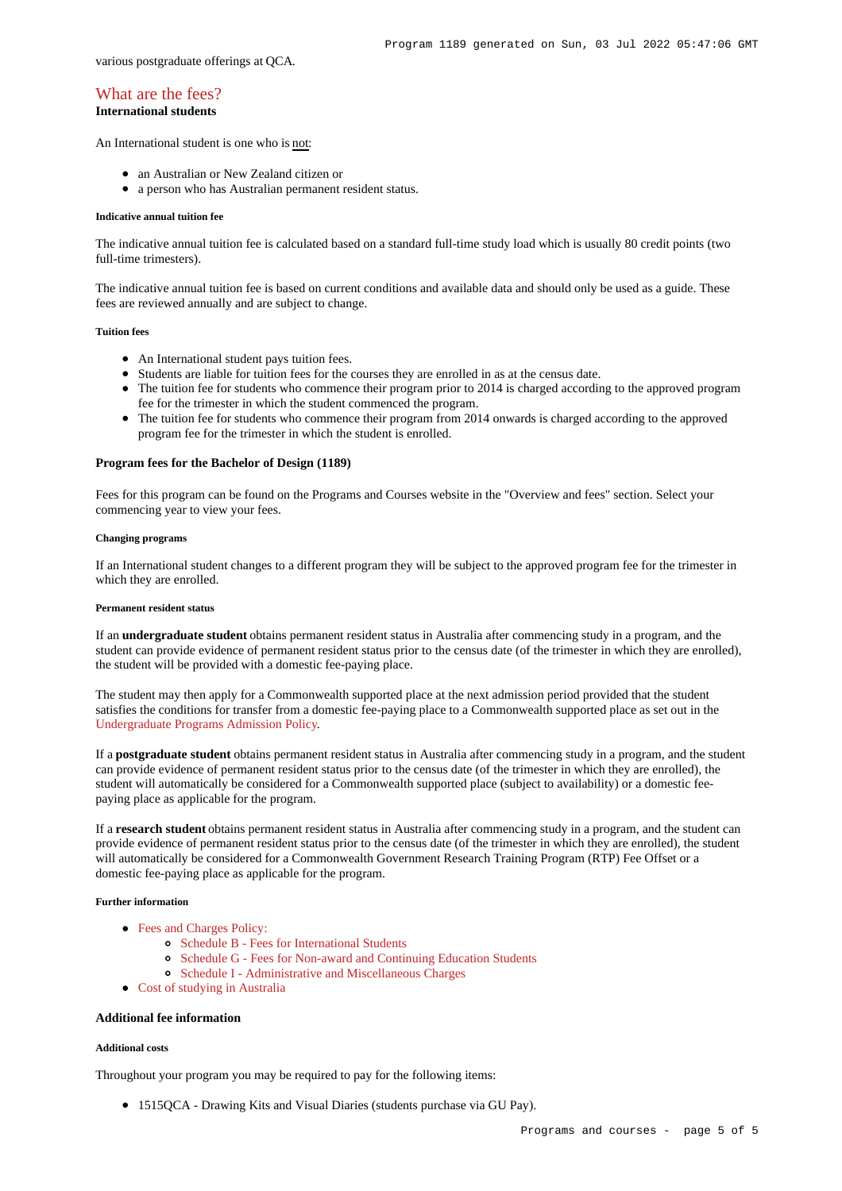various postgraduate offerings at QCA.

## What are the fees?

**International students**

An International student is one who is not:

- an Australian or New Zealand citizen or
- a person who has Australian permanent resident status.

##### Indicative annual tuition fee

The indicative annual tuition fee is calculated based on a standard full-time study load which is usually 80 credit points (two full-time trimesters).

The indicative annual tuition fee is based on current conditions and available data and should only be used as a guide. These fees are reviewed annually and are subject to change.

##### Tuition fees

- An International student pays tuition fees.
- Students are liable for tuition fees for the courses they are enrolled in as at the census date.
- The tuition fee for students who commence their program prior to 2014 is charged according to the approved program fee for the trimester in which the student commenced the program.
- The tuition fee for students who commence their program from 2014 onwards is charged according to the approved program fee for the trimester in which the student is enrolled.

#### Program fees for the Bachelor of Design (1189)

Fees for this program can be found on the Programs and Courses website in the "Overview and fees" section. Select your commencing year to view your fees.

##### Changing programs

If an International student changes to a different program they will be subject to the approved program fee for the trimester in which they are enrolled.

##### Permanent resident status

If an **undergraduate student** obtains permanent resident status in Australia after commencing study in a program, and the student can provide evidence of permanent resident status prior to the census date (of the trimester in which they are enrolled), the student will be provided with a domestic fee-paying place.

The student may then apply for a Commonwealth supported place at the next admission period provided that the student satisfies the conditions for transfer from a domestic fee-paying place to a Commonwealth supported place as set out in the Undergraduate Programs Admission Policy.

If a **postgraduate student** obtains permanent resident status in Australia after commencing study in a program, and the student can provide evidence of permanent resident status prior to the census date (of the trimester in which they are enrolled), the student will automatically be considered for a Commonwealth supported place (subject to availability) or a domestic fee-paying place as applicable for the program.

If a **research student** obtains permanent resident status in Australia after commencing study in a program, and the student can provide evidence of permanent resident status prior to the census date (of the trimester in which they are enrolled), the student will automatically be considered for a Commonwealth Government Research Training Program (RTP) Fee Offset or a domestic fee-paying place as applicable for the program.

##### Further information

- Fees and Charges Policy:
  - Schedule B - Fees for International Students
  - Schedule G - Fees for Non-award and Continuing Education Students
  - Schedule I - Administrative and Miscellaneous Charges
- Cost of studying in Australia

#### Additional fee information

##### Additional costs

Throughout your program you may be required to pay for the following items:

- 1515QCA - Drawing Kits and Visual Diaries (students purchase via GU Pay).